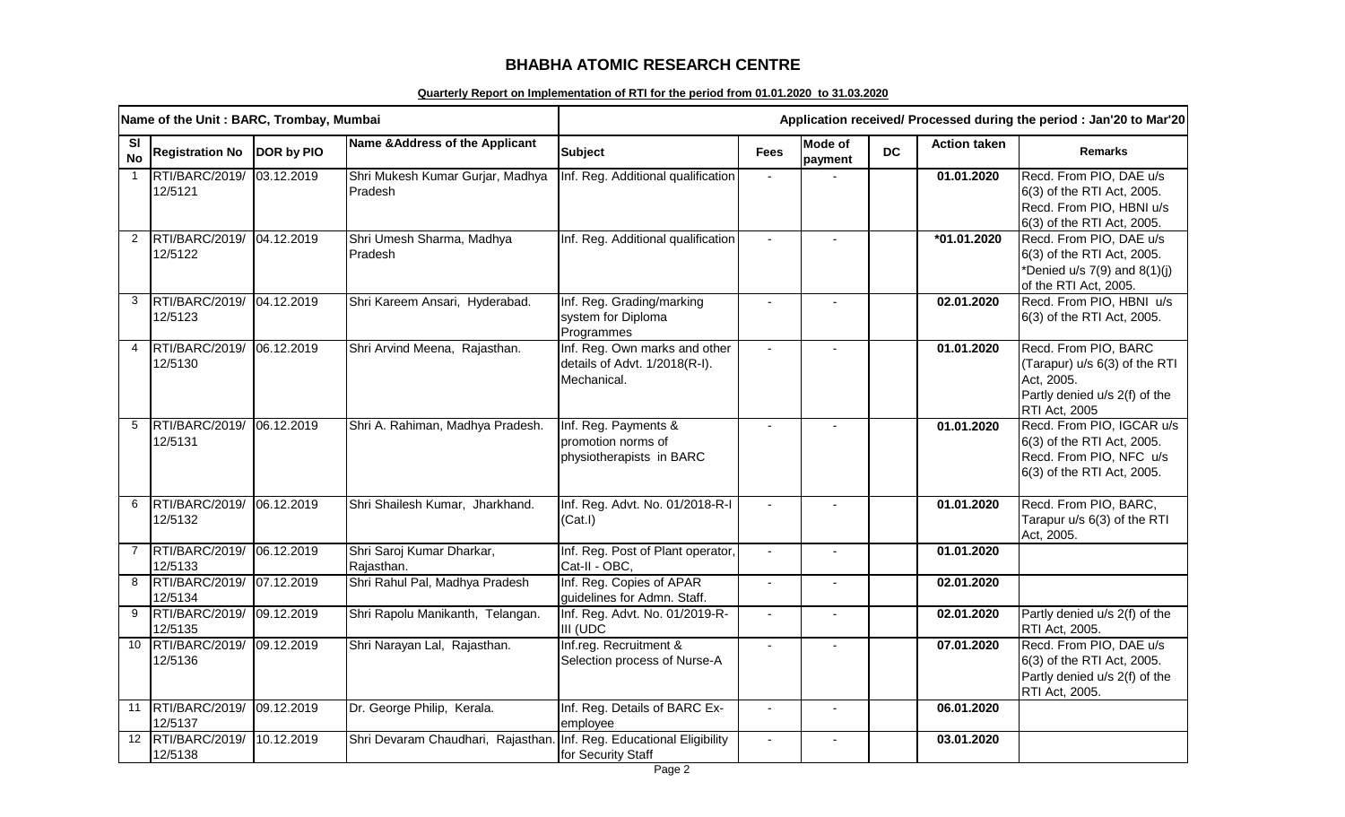# BHABHA ATOMIC RESEARCH CENTRE

**Quarterly Report on Implementation of RTI for the period from 01.01.2020 to 31.03.2020**

| Name of the Unit : BARC, Trombay, Mumbai | | | | Application received/ Processed during the period : Jan'20 to Mar'20 | | | | | |
|---|---|---|---|---|---|---|---|---|---|
| **Sl No** | **Registration No** | **DOR by PIO** | **Name &Address of the Applicant** | **Subject** | **Fees** | **Mode of payment** | **DC** | **Action taken** | **Remarks** |
| 1 | RTI/BARC/2019/ 12/5121 | 03.12.2019 | Shri Mukesh Kumar Gurjar, Madhya Pradesh | Inf. Reg. Additional qualification | - | - | | **01.01.2020** | Recd. From PIO, DAE u/s 6(3) of the RTI Act, 2005. Recd. From PIO, HBNI u/s 6(3) of the RTI Act, 2005. |
| 2 | RTI/BARC/2019/ 12/5122 | 04.12.2019 | Shri Umesh Sharma, Madhya Pradesh | Inf. Reg. Additional qualification | - | - | | **\*01.01.2020** | Recd. From PIO, DAE u/s 6(3) of the RTI Act, 2005. \*Denied u/s 7(9) and 8(1)(j) of the RTI Act, 2005. |
| 3 | RTI/BARC/2019/ 12/5123 | 04.12.2019 | Shri Kareem Ansari, Hyderabad. | Inf. Reg. Grading/marking system for Diploma Programmes | - | - | | **02.01.2020** | Recd. From PIO, HBNI u/s 6(3) of the RTI Act, 2005. |
| 4 | RTI/BARC/2019/ 12/5130 | 06.12.2019 | Shri Arvind Meena, Rajasthan. | Inf. Reg. Own marks and other details of Advt. 1/2018(R-I). Mechanical. | - | - | | **01.01.2020** | Recd. From PIO, BARC (Tarapur) u/s 6(3) of the RTI Act, 2005. Partly denied u/s 2(f) of the RTI Act, 2005 |
| 5 | RTI/BARC/2019/ 12/5131 | 06.12.2019 | Shri A. Rahiman, Madhya Pradesh. | Inf. Reg. Payments & promotion norms of physiotherapists in BARC | - | - | | **01.01.2020** | Recd. From PIO, IGCAR u/s 6(3) of the RTI Act, 2005. Recd. From PIO, NFC u/s 6(3) of the RTI Act, 2005. |
| 6 | RTI/BARC/2019/ 12/5132 | 06.12.2019 | Shri Shailesh Kumar, Jharkhand. | Inf. Reg. Advt. No. 01/2018-R-I (Cat.I) | - | - | | **01.01.2020** | Recd. From PIO, BARC, Tarapur u/s 6(3) of the RTI Act, 2005. |
| 7 | RTI/BARC/2019/ 12/5133 | 06.12.2019 | Shri Saroj Kumar Dharkar, Rajasthan. | Inf. Reg. Post of Plant operator, Cat-II - OBC, | - | - | | **01.01.2020** | |
| 8 | RTI/BARC/2019/ 12/5134 | 07.12.2019 | Shri Rahul Pal, Madhya Pradesh | Inf. Reg. Copies of APAR guidelines for Admn. Staff. | - | - | | **02.01.2020** | |
| 9 | RTI/BARC/2019/ 12/5135 | 09.12.2019 | Shri Rapolu Manikanth, Telangan. | Inf. Reg. Advt. No. 01/2019-R-III (UDC | - | - | | **02.01.2020** | Partly denied u/s 2(f) of the RTI Act, 2005. |
| 10 | RTI/BARC/2019/ 12/5136 | 09.12.2019 | Shri Narayan Lal, Rajasthan. | Inf.reg. Recruitment & Selection process of Nurse-A | - | - | | **07.01.2020** | Recd. From PIO, DAE u/s 6(3) of the RTI Act, 2005. Partly denied u/s 2(f) of the RTI Act, 2005. |
| 11 | RTI/BARC/2019/ 12/5137 | 09.12.2019 | Dr. George Philip, Kerala. | Inf. Reg. Details of BARC Ex-employee | - | - | | **06.01.2020** | |
| 12 | RTI/BARC/2019/ 12/5138 | 10.12.2019 | Shri Devaram Chaudhari, Rajasthan. | Inf. Reg. Educational Eligibility for Security Staff | - | - | | **03.01.2020** | |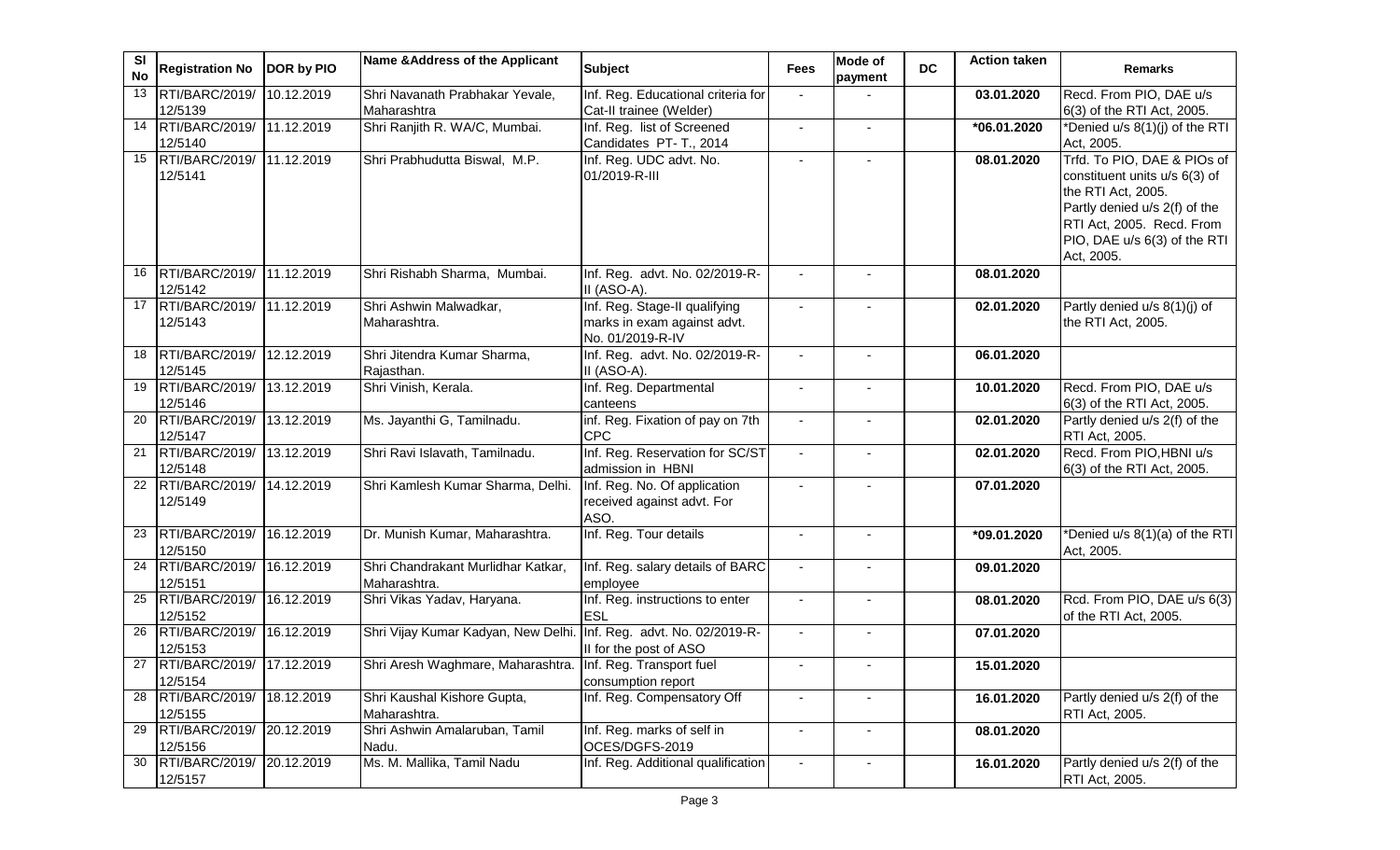| Sl No | Registration No | DOR by PIO | Name &Address of the Applicant | Subject | Fees | Mode of payment | DC | Action taken | Remarks |
|---|---|---|---|---|---|---|---|---|---|
| 13 | RTI/BARC/2019/ 12/5139 | 10.12.2019 | Shri Navanath Prabhakar Yevale, Maharashtra | Inf. Reg. Educational criteria for Cat-II trainee (Welder) | - | - | | 03.01.2020 | Recd. From PIO, DAE u/s 6(3) of the RTI Act, 2005. |
| 14 | RTI/BARC/2019/ 12/5140 | 11.12.2019 | Shri Ranjith R. WA/C, Mumbai. | Inf. Reg. list of Screened Candidates PT- T., 2014 | - | - | | *06.01.2020 | *Denied u/s 8(1)(j) of the RTI Act, 2005. |
| 15 | RTI/BARC/2019/ 12/5141 | 11.12.2019 | Shri Prabhudutta Biswal, M.P. | Inf. Reg. UDC advt. No. 01/2019-R-III | - | - | | 08.01.2020 | Trfd. To PIO, DAE & PIOs of constituent units u/s 6(3) of the RTI Act, 2005. Partly denied u/s 2(f) of the RTI Act, 2005. Recd. From PIO, DAE u/s 6(3) of the RTI Act, 2005. |
| 16 | RTI/BARC/2019/ 12/5142 | 11.12.2019 | Shri Rishabh Sharma, Mumbai. | Inf. Reg. advt. No. 02/2019-R-II (ASO-A). | - | - | | 08.01.2020 | |
| 17 | RTI/BARC/2019/ 12/5143 | 11.12.2019 | Shri Ashwin Malwadkar, Maharashtra. | Inf. Reg. Stage-II qualifying marks in exam against advt. No. 01/2019-R-IV | - | - | | 02.01.2020 | Partly denied u/s 8(1)(j) of the RTI Act, 2005. |
| 18 | RTI/BARC/2019/ 12/5145 | 12.12.2019 | Shri Jitendra Kumar Sharma, Rajasthan. | Inf. Reg. advt. No. 02/2019-R-II (ASO-A). | - | - | | 06.01.2020 | |
| 19 | RTI/BARC/2019/ 12/5146 | 13.12.2019 | Shri Vinish, Kerala. | Inf. Reg. Departmental canteens | - | - | | 10.01.2020 | Recd. From PIO, DAE u/s 6(3) of the RTI Act, 2005. |
| 20 | RTI/BARC/2019/ 12/5147 | 13.12.2019 | Ms. Jayanthi G, Tamilnadu. | inf. Reg. Fixation of pay on 7th CPC | - | - | | 02.01.2020 | Partly denied u/s 2(f) of the RTI Act, 2005. |
| 21 | RTI/BARC/2019/ 12/5148 | 13.12.2019 | Shri Ravi Islavath, Tamilnadu. | Inf. Reg. Reservation for SC/ST admission in HBNI | - | - | | 02.01.2020 | Recd. From PIO,HBNI u/s 6(3) of the RTI Act, 2005. |
| 22 | RTI/BARC/2019/ 12/5149 | 14.12.2019 | Shri Kamlesh Kumar Sharma, Delhi. | Inf. Reg. No. Of application received against advt. For ASO. | - | - | | 07.01.2020 | |
| 23 | RTI/BARC/2019/ 12/5150 | 16.12.2019 | Dr. Munish Kumar, Maharashtra. | Inf. Reg. Tour details | - | - | | *09.01.2020 | *Denied u/s 8(1)(a) of the RTI Act, 2005. |
| 24 | RTI/BARC/2019/ 12/5151 | 16.12.2019 | Shri Chandrakant Murlidhar Katkar, Maharashtra. | Inf. Reg. salary details of BARC employee | - | - | | 09.01.2020 | |
| 25 | RTI/BARC/2019/ 12/5152 | 16.12.2019 | Shri Vikas Yadav, Haryana. | Inf. Reg. instructions to enter ESL | - | - | | 08.01.2020 | Rcd. From PIO, DAE u/s 6(3) of the RTI Act, 2005. |
| 26 | RTI/BARC/2019/ 12/5153 | 16.12.2019 | Shri Vijay Kumar Kadyan, New Delhi. | Inf. Reg. advt. No. 02/2019-R-II for the post of ASO | - | - | | 07.01.2020 | |
| 27 | RTI/BARC/2019/ 12/5154 | 17.12.2019 | Shri Aresh Waghmare, Maharashtra. | Inf. Reg. Transport fuel consumption report | - | - | | 15.01.2020 | |
| 28 | RTI/BARC/2019/ 12/5155 | 18.12.2019 | Shri Kaushal Kishore Gupta, Maharashtra. | Inf. Reg. Compensatory Off | - | - | | 16.01.2020 | Partly denied u/s 2(f) of the RTI Act, 2005. |
| 29 | RTI/BARC/2019/ 12/5156 | 20.12.2019 | Shri Ashwin Amalaruban, Tamil Nadu. | Inf. Reg. marks of self in OCES/DGFS-2019 | - | - | | 08.01.2020 | |
| 30 | RTI/BARC/2019/ 12/5157 | 20.12.2019 | Ms. M. Mallika, Tamil Nadu | Inf. Reg. Additional qualification | - | - | | 16.01.2020 | Partly denied u/s 2(f) of the RTI Act, 2005. |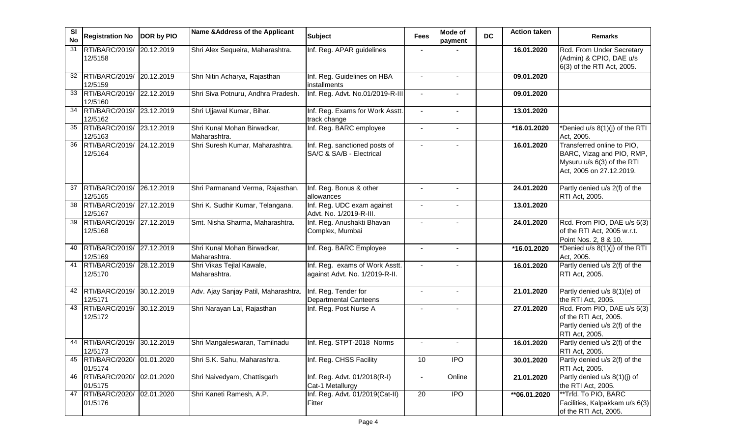| Sl No | Registration No | DOR by PIO | Name &Address of the Applicant | Subject | Fees | Mode of payment | DC | Action taken | Remarks |
|---|---|---|---|---|---|---|---|---|---|
| 31 | RTI/BARC/2019/ 12/5158 | 20.12.2019 | Shri Alex Sequeira, Maharashtra. | Inf. Reg. APAR guidelines | - | - | | **16.01.2020** | Rcd. From Under Secretary (Admin) & CPIO, DAE u/s 6(3) of the RTI Act, 2005. |
| 32 | RTI/BARC/2019/ 12/5159 | 20.12.2019 | Shri Nitin Acharya, Rajasthan | Inf. Reg. Guidelines on HBA installments | - | - | | **09.01.2020** | |
| 33 | RTI/BARC/2019/ 12/5160 | 22.12.2019 | Shri Siva Potnuru, Andhra Pradesh. | Inf. Reg. Advt. No.01/2019-R-III | - | - | | **09.01.2020** | |
| 34 | RTI/BARC/2019/ 12/5162 | 23.12.2019 | Shri Ujjawal Kumar, Bihar. | Inf. Reg. Exams for Work Asstt. track change | - | - | | **13.01.2020** | |
| 35 | RTI/BARC/2019/ 12/5163 | 23.12.2019 | Shri Kunal Mohan Birwadkar, Maharashtra. | Inf. Reg. BARC employee | - | - | | **\*16.01.2020** | *Denied u/s 8(1)(j) of the RTI Act, 2005. |
| 36 | RTI/BARC/2019/ 12/5164 | 24.12.2019 | Shri Suresh Kumar, Maharashtra. | Inf. Reg. sanctioned posts of SA/C & SA/B - Electrical | - | - | | **16.01.2020** | Transferred online to PIO, BARC, Vizag and PIO, RMP, Mysuru u/s 6(3) of the RTI Act, 2005 on 27.12.2019. |
| 37 | RTI/BARC/2019/ 12/5165 | 26.12.2019 | Shri Parmanand Verma, Rajasthan. | Inf. Reg. Bonus & other allowances | - | - | | **24.01.2020** | Partly denied u/s 2(f) of the RTI Act, 2005. |
| 38 | RTI/BARC/2019/ 12/5167 | 27.12.2019 | Shri K. Sudhir Kumar, Telangana. | Inf. Reg. UDC exam against Advt. No. 1/2019-R-III. | - | - | | **13.01.2020** | |
| 39 | RTI/BARC/2019/ 12/5168 | 27.12.2019 | Smt. Nisha Sharma, Maharashtra. | Inf. Reg. Anushakti Bhavan Complex, Mumbai | - | - | | **24.01.2020** | Rcd. From PIO, DAE u/s 6(3) of the RTI Act, 2005 w.r.t. Point Nos. 2, 8 & 10. |
| 40 | RTI/BARC/2019/ 12/5169 | 27.12.2019 | Shri Kunal Mohan Birwadkar, Maharashtra. | Inf. Reg. BARC Employee | - | - | | **\*16.01.2020** | *Denied u/s 8(1)(j) of the RTI Act, 2005. |
| 41 | RTI/BARC/2019/ 12/5170 | 28.12.2019 | Shri Vikas Tejlal Kawale, Maharashtra. | Inf. Reg. exams of Work Asstt. against Advt. No. 1/2019-R-II. | - | - | | **16.01.2020** | Partly denied u/s 2(f) of the RTI Act, 2005. |
| 42 | RTI/BARC/2019/ 12/5171 | 30.12.2019 | Adv. Ajay Sanjay Patil, Maharashtra. | Inf. Reg. Tender for Departmental Canteens | - | - | | **21.01.2020** | Partly denied u/s 8(1)(e) of the RTI Act, 2005. |
| 43 | RTI/BARC/2019/ 12/5172 | 30.12.2019 | Shri Narayan Lal, Rajasthan | Inf. Reg. Post Nurse A | - | - | | **27.01.2020** | Rcd. From PIO, DAE u/s 6(3) of the RTI Act, 2005. Partly denied u/s 2(f) of the RTI Act, 2005. |
| 44 | RTI/BARC/2019/ 12/5173 | 30.12.2019 | Shri Mangaleswaran, Tamilnadu | Inf. Reg. STPT-2018 Norms | - | - | | **16.01.2020** | Partly denied u/s 2(f) of the RTI Act, 2005. |
| 45 | RTI/BARC/2020/ 01/5174 | 01.01.2020 | Shri S.K. Sahu, Maharashtra. | Inf. Reg. CHSS Facility | 10 | IPO | | **30.01.2020** | Partly denied u/s 2(f) of the RTI Act, 2005. |
| 46 | RTI/BARC/2020/ 01/5175 | 02.01.2020 | Shri Naivedyam, Chattisgarh | Inf. Reg. Advt. 01/2018(R-I) Cat-1 Metallurgy | - | Online | | **21.01.2020** | Partly denied u/s 8(1)(j) of the RTI Act, 2005. |
| 47 | RTI/BARC/2020/ 01/5176 | 02.01.2020 | Shri Kaneti Ramesh, A.P. | Inf. Reg. Advt. 01/2019(Cat-II) Fitter | 20 | IPO | | **\*\*06.01.2020** | **Trfd. To PIO, BARC Facilities, Kalpakkam u/s 6(3) of the RTI Act, 2005. |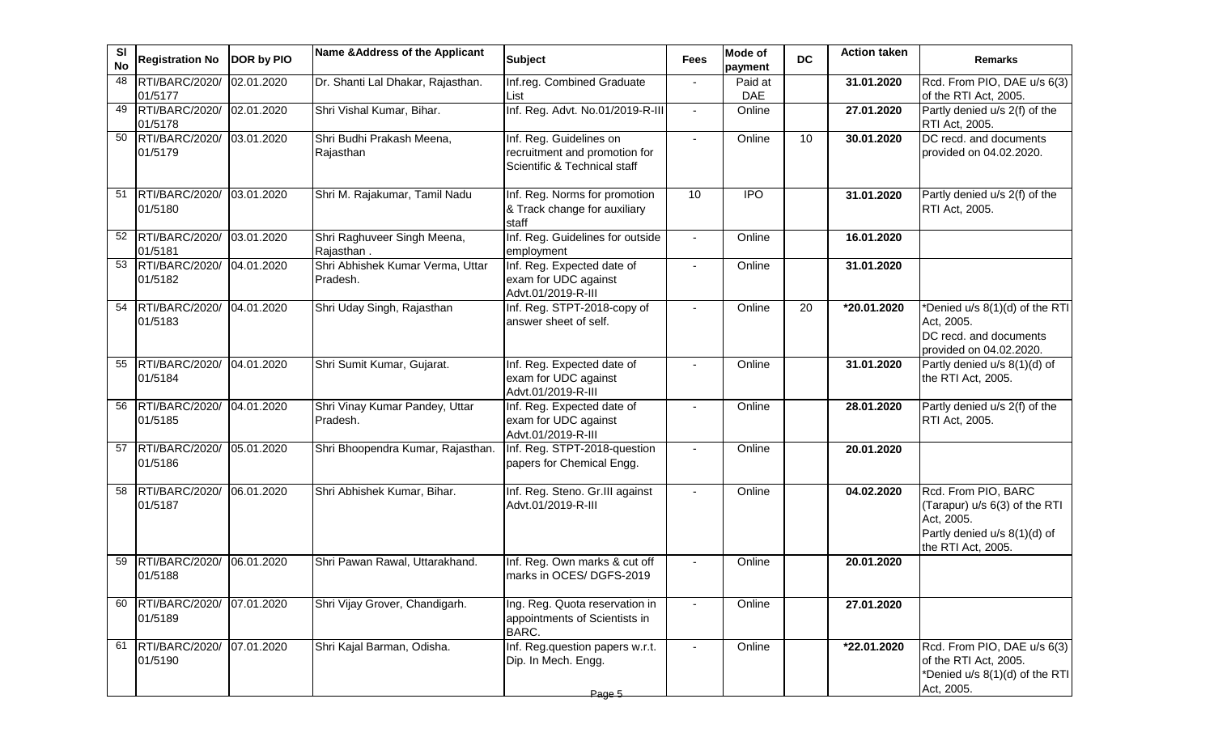| Sl No | Registration No | DOR by PIO | Name &Address of the Applicant | Subject | Fees | Mode of payment | DC | Action taken | Remarks |
|---|---|---|---|---|---|---|---|---|---|
| 48 | RTI/BARC/2020/ 01/5177 | 02.01.2020 | Dr. Shanti Lal Dhakar, Rajasthan. | Inf.reg. Combined Graduate List | - | Paid at DAE | | 31.01.2020 | Rcd. From PIO, DAE u/s 6(3) of the RTI Act, 2005. |
| 49 | RTI/BARC/2020/ 01/5178 | 02.01.2020 | Shri Vishal Kumar, Bihar. | Inf. Reg. Advt. No.01/2019-R-III | - | Online | | 27.01.2020 | Partly denied u/s 2(f) of the RTI Act, 2005. |
| 50 | RTI/BARC/2020/ 01/5179 | 03.01.2020 | Shri Budhi Prakash Meena, Rajasthan | Inf. Reg. Guidelines on recruitment and promotion for Scientific & Technical staff | - | Online | 10 | 30.01.2020 | DC recd. and documents provided on 04.02.2020. |
| 51 | RTI/BARC/2020/ 01/5180 | 03.01.2020 | Shri M. Rajakumar, Tamil Nadu | Inf. Reg. Norms for promotion & Track change for auxiliary staff | 10 | IPO | | 31.01.2020 | Partly denied u/s 2(f) of the RTI Act, 2005. |
| 52 | RTI/BARC/2020/ 01/5181 | 03.01.2020 | Shri Raghuveer Singh Meena, Rajasthan . | Inf. Reg. Guidelines for outside employment | - | Online | | 16.01.2020 | |
| 53 | RTI/BARC/2020/ 01/5182 | 04.01.2020 | Shri Abhishek Kumar Verma, Uttar Pradesh. | Inf. Reg. Expected date of exam for UDC against Advt.01/2019-R-III | - | Online | | 31.01.2020 | |
| 54 | RTI/BARC/2020/ 01/5183 | 04.01.2020 | Shri Uday Singh, Rajasthan | Inf. Reg. STPT-2018-copy of answer sheet of self. | - | Online | 20 | *20.01.2020 | *Denied u/s 8(1)(d) of the RTI Act, 2005. DC recd. and documents provided on 04.02.2020. |
| 55 | RTI/BARC/2020/ 01/5184 | 04.01.2020 | Shri Sumit Kumar, Gujarat. | Inf. Reg. Expected date of exam for UDC against Advt.01/2019-R-III | - | Online | | 31.01.2020 | Partly denied u/s 8(1)(d) of the RTI Act, 2005. |
| 56 | RTI/BARC/2020/ 01/5185 | 04.01.2020 | Shri Vinay Kumar Pandey, Uttar Pradesh. | Inf. Reg. Expected date of exam for UDC against Advt.01/2019-R-III | - | Online | | 28.01.2020 | Partly denied u/s 2(f) of the RTI Act, 2005. |
| 57 | RTI/BARC/2020/ 01/5186 | 05.01.2020 | Shri Bhoopendra Kumar, Rajasthan. | Inf. Reg. STPT-2018-question papers for Chemical Engg. | - | Online | | 20.01.2020 | |
| 58 | RTI/BARC/2020/ 01/5187 | 06.01.2020 | Shri Abhishek Kumar, Bihar. | Inf. Reg. Steno. Gr.III against Advt.01/2019-R-III | - | Online | | 04.02.2020 | Rcd. From PIO, BARC (Tarapur) u/s 6(3) of the RTI Act, 2005. Partly denied u/s 8(1)(d) of the RTI Act, 2005. |
| 59 | RTI/BARC/2020/ 01/5188 | 06.01.2020 | Shri Pawan Rawal, Uttarakhand. | Inf. Reg. Own marks & cut off marks in OCES/ DGFS-2019 | - | Online | | 20.01.2020 | |
| 60 | RTI/BARC/2020/ 01/5189 | 07.01.2020 | Shri Vijay Grover, Chandigarh. | Ing. Reg. Quota reservation in appointments of Scientists in BARC. | - | Online | | 27.01.2020 | |
| 61 | RTI/BARC/2020/ 01/5190 | 07.01.2020 | Shri Kajal Barman, Odisha. | Inf. Reg.question papers w.r.t. Dip. In Mech. Engg. | - | Online | | *22.01.2020 | Rcd. From PIO, DAE u/s 6(3) of the RTI Act, 2005. *Denied u/s 8(1)(d) of the RTI Act, 2005. |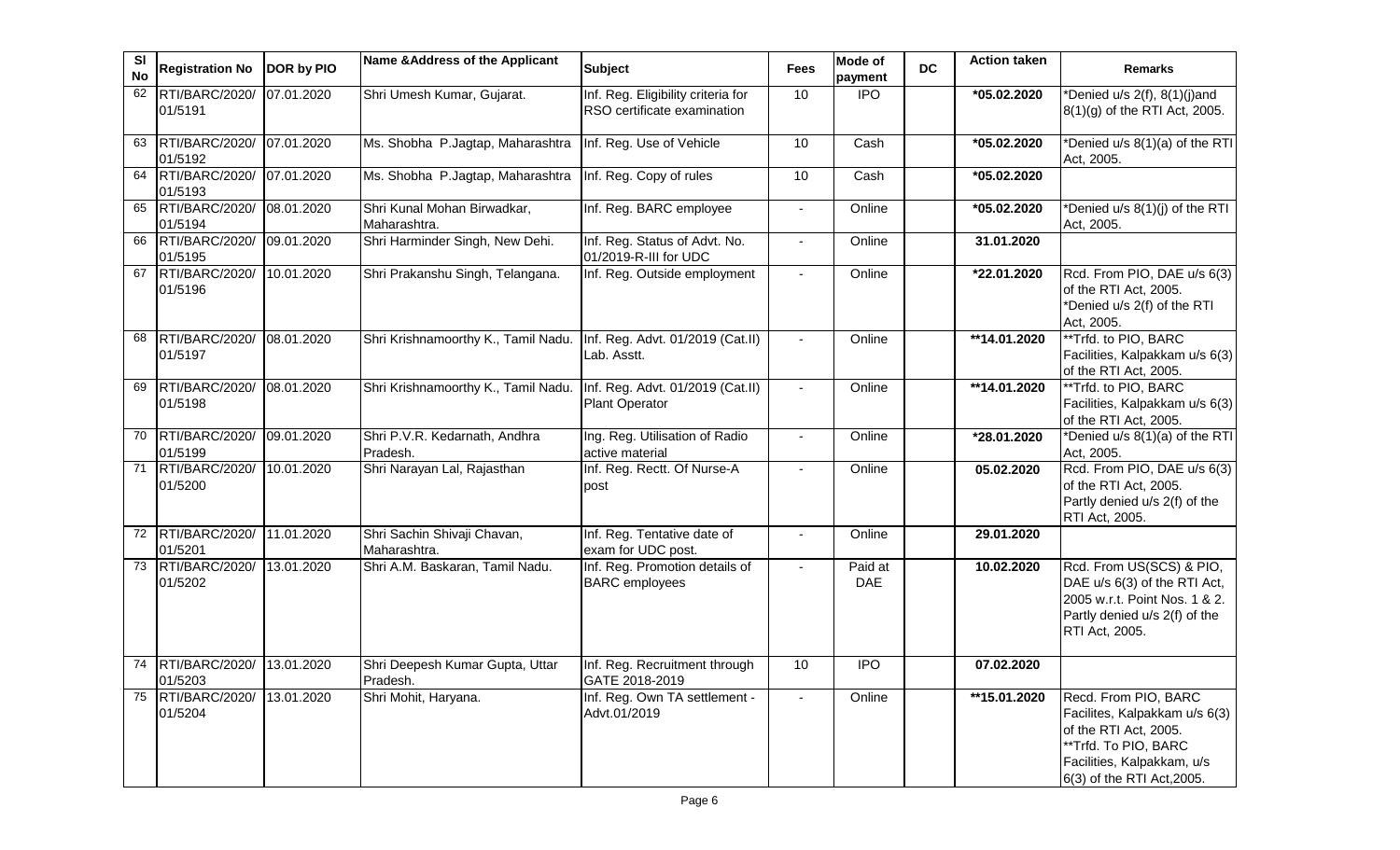| Sl No | Registration No | DOR by PIO | Name &Address of the Applicant | Subject | Fees | Mode of payment | DC | Action taken | Remarks |
|---|---|---|---|---|---|---|---|---|---|
| 62 | RTI/BARC/2020/ 01/5191 | 07.01.2020 | Shri Umesh Kumar, Gujarat. | Inf. Reg. Eligibility criteria for RSO certificate examination | 10 | IPO | | *05.02.2020 | *Denied u/s 2(f), 8(1)(j)and 8(1)(g) of the RTI Act, 2005. |
| 63 | RTI/BARC/2020/ 01/5192 | 07.01.2020 | Ms. Shobha P.Jagtap, Maharashtra | Inf. Reg. Use of Vehicle | 10 | Cash | | *05.02.2020 | *Denied u/s 8(1)(a) of the RTI Act, 2005. |
| 64 | RTI/BARC/2020/ 01/5193 | 07.01.2020 | Ms. Shobha P.Jagtap, Maharashtra | Inf. Reg. Copy of rules | 10 | Cash | | *05.02.2020 | |
| 65 | RTI/BARC/2020/ 01/5194 | 08.01.2020 | Shri Kunal Mohan Birwadkar, Maharashtra. | Inf. Reg. BARC employee | - | Online | | *05.02.2020 | *Denied u/s 8(1)(j) of the RTI Act, 2005. |
| 66 | RTI/BARC/2020/ 01/5195 | 09.01.2020 | Shri Harminder Singh, New Dehi. | Inf. Reg. Status of Advt. No. 01/2019-R-III for UDC | - | Online | | 31.01.2020 | |
| 67 | RTI/BARC/2020/ 01/5196 | 10.01.2020 | Shri Prakanshu Singh, Telangana. | Inf. Reg. Outside employment | - | Online | | *22.01.2020 | Rcd. From PIO, DAE u/s 6(3) of the RTI Act, 2005. *Denied u/s 2(f) of the RTI Act, 2005. |
| 68 | RTI/BARC/2020/ 01/5197 | 08.01.2020 | Shri Krishnamoorthy K., Tamil Nadu. | Inf. Reg. Advt. 01/2019 (Cat.II) Lab. Asstt. | - | Online | | **14.01.2020 | **Trfd. to PIO, BARC Facilities, Kalpakkam u/s 6(3) of the RTI Act, 2005. |
| 69 | RTI/BARC/2020/ 01/5198 | 08.01.2020 | Shri Krishnamoorthy K., Tamil Nadu. | Inf. Reg. Advt. 01/2019 (Cat.II) Plant Operator | - | Online | | **14.01.2020 | **Trfd. to PIO, BARC Facilities, Kalpakkam u/s 6(3) of the RTI Act, 2005. |
| 70 | RTI/BARC/2020/ 01/5199 | 09.01.2020 | Shri P.V.R. Kedarnath, Andhra Pradesh. | Ing. Reg. Utilisation of Radio active material | - | Online | | *28.01.2020 | *Denied u/s 8(1)(a) of the RTI Act, 2005. |
| 71 | RTI/BARC/2020/ 01/5200 | 10.01.2020 | Shri Narayan Lal, Rajasthan | Inf. Reg. Rectt. Of Nurse-A post | - | Online | | 05.02.2020 | Rcd. From PIO, DAE u/s 6(3) of the RTI Act, 2005. Partly denied u/s 2(f) of the RTI Act, 2005. |
| 72 | RTI/BARC/2020/ 01/5201 | 11.01.2020 | Shri Sachin Shivaji Chavan, Maharashtra. | Inf. Reg. Tentative date of exam for UDC post. | - | Online | | 29.01.2020 | |
| 73 | RTI/BARC/2020/ 01/5202 | 13.01.2020 | Shri A.M. Baskaran, Tamil Nadu. | Inf. Reg. Promotion details of BARC employees | - | Paid at DAE | | 10.02.2020 | Rcd. From US(SCS) & PIO, DAE u/s 6(3) of the RTI Act, 2005 w.r.t. Point Nos. 1 & 2. Partly denied u/s 2(f) of the RTI Act, 2005. |
| 74 | RTI/BARC/2020/ 01/5203 | 13.01.2020 | Shri Deepesh Kumar Gupta, Uttar Pradesh. | Inf. Reg. Recruitment through GATE 2018-2019 | 10 | IPO | | 07.02.2020 | |
| 75 | RTI/BARC/2020/ 01/5204 | 13.01.2020 | Shri Mohit, Haryana. | Inf. Reg. Own TA settlement - Advt.01/2019 | - | Online | | **15.01.2020 | Recd. From PIO, BARC Facilites, Kalpakkam u/s 6(3) of the RTI Act, 2005. **Trfd. To PIO, BARC Facilities, Kalpakkam, u/s 6(3) of the RTI Act,2005. |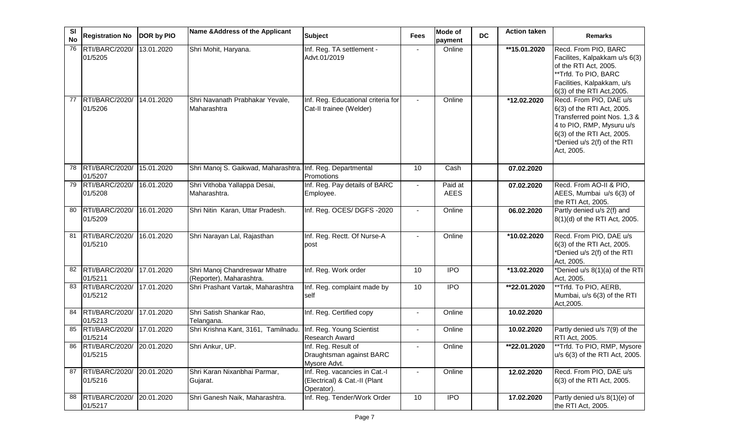| Sl No | Registration No | DOR by PIO | Name &Address of the Applicant | Subject | Fees | Mode of payment | DC | Action taken | Remarks |
|---|---|---|---|---|---|---|---|---|---|
| 76 | RTI/BARC/2020/ 01/5205 | 13.01.2020 | Shri Mohit, Haryana. | Inf. Reg. TA settlement - Advt.01/2019 | - | Online | | **15.01.2020 | Recd. From PIO, BARC Facilites, Kalpakkam u/s 6(3) of the RTI Act, 2005. **Trfd. To PIO, BARC Facilities, Kalpakkam, u/s 6(3) of the RTI Act,2005. |
| 77 | RTI/BARC/2020/ 01/5206 | 14.01.2020 | Shri Navanath Prabhakar Yevale, Maharashtra | Inf. Reg. Educational criteria for Cat-II trainee (Welder) | - | Online | | *12.02.2020 | Recd. From PIO, DAE u/s 6(3) of the RTI Act, 2005. Transferred point Nos. 1,3 & 4 to PIO, RMP, Mysuru u/s 6(3) of the RTI Act, 2005. *Denied u/s 2(f) of the RTI Act, 2005. |
| 78 | RTI/BARC/2020/ 01/5207 | 15.01.2020 | Shri Manoj S. Gaikwad, Maharashtra. | Inf. Reg. Departmental Promotions | 10 | Cash | | 07.02.2020 | |
| 79 | RTI/BARC/2020/ 01/5208 | 16.01.2020 | Shri Vithoba Yallappa Desai, Maharashtra. | Inf. Reg. Pay details of BARC Employee. | - | Paid at AEES | | 07.02.2020 | Recd. From AO-II & PIO, AEES, Mumbai u/s 6(3) of the RTI Act, 2005. |
| 80 | RTI/BARC/2020/ 01/5209 | 16.01.2020 | Shri Nitin Karan, Uttar Pradesh. | Inf. Reg. OCES/ DGFS -2020 | - | Online | | 06.02.2020 | Partly denied u/s 2(f) and 8(1)(d) of the RTI Act, 2005. |
| 81 | RTI/BARC/2020/ 01/5210 | 16.01.2020 | Shri Narayan Lal, Rajasthan | Inf. Reg. Rectt. Of Nurse-A post | - | Online | | *10.02.2020 | Recd. From PIO, DAE u/s 6(3) of the RTI Act, 2005. *Denied u/s 2(f) of the RTI Act, 2005. |
| 82 | RTI/BARC/2020/ 01/5211 | 17.01.2020 | Shri Manoj Chandreswar Mhatre (Reporter), Maharashtra. | Inf. Reg. Work order | 10 | IPO | | *13.02.2020 | *Denied u/s 8(1)(a) of the RTI Act, 2005. |
| 83 | RTI/BARC/2020/ 01/5212 | 17.01.2020 | Shri Prashant Vartak, Maharashtra | Inf. Reg. complaint made by self | 10 | IPO | | **22.01.2020 | **Trfd. To PIO, AERB, Mumbai, u/s 6(3) of the RTI Act,2005. |
| 84 | RTI/BARC/2020/ 01/5213 | 17.01.2020 | Shri Satish Shankar Rao, Telangana. | Inf. Reg. Certified copy | - | Online | | 10.02.2020 | |
| 85 | RTI/BARC/2020/ 01/5214 | 17.01.2020 | Shri Krishna Kant, 3161, Tamilnadu. | Inf. Reg. Young Scientist Research Award | - | Online | | 10.02.2020 | Partly denied u/s 7(9) of the RTI Act, 2005. |
| 86 | RTI/BARC/2020/ 01/5215 | 20.01.2020 | Shri Ankur, UP. | Inf. Reg. Result of Draughtsman against BARC Mysore Advt. | - | Online | | **22.01.2020 | **Trfd. To PIO, RMP, Mysore u/s 6(3) of the RTI Act, 2005. |
| 87 | RTI/BARC/2020/ 01/5216 | 20.01.2020 | Shri Karan Nixanbhai Parmar, Gujarat. | Inf. Reg. vacancies in Cat.-I (Electrical) & Cat.-II (Plant Operator). | - | Online | | 12.02.2020 | Recd. From PIO, DAE u/s 6(3) of the RTI Act, 2005. |
| 88 | RTI/BARC/2020/ 01/5217 | 20.01.2020 | Shri Ganesh Naik, Maharashtra. | Inf. Reg. Tender/Work Order | 10 | IPO | | 17.02.2020 | Partly denied u/s 8(1)(e) of the RTI Act, 2005. |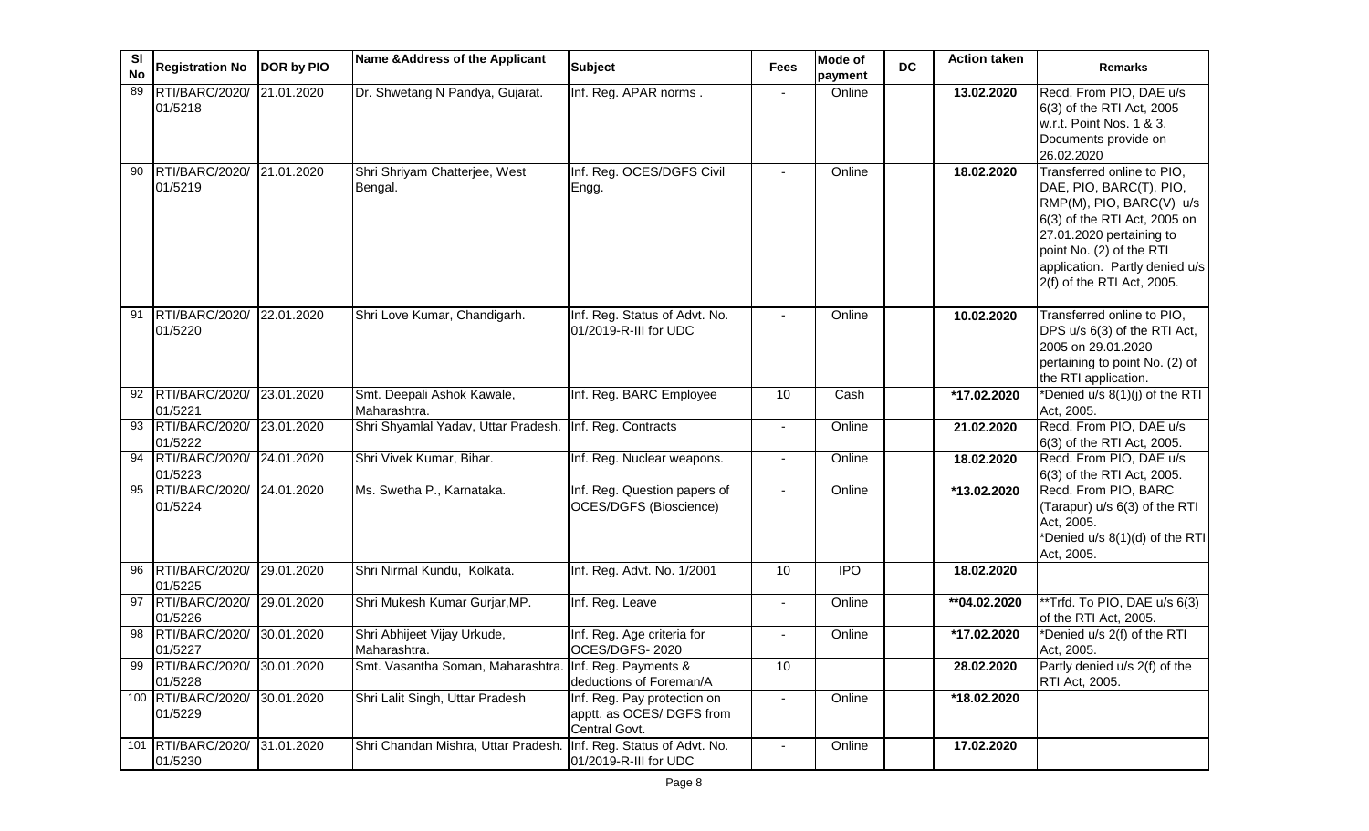| Sl No | Registration No | DOR by PIO | Name &Address of the Applicant | Subject | Fees | Mode of payment | DC | Action taken | Remarks |
|---|---|---|---|---|---|---|---|---|---|
| 89 | RTI/BARC/2020/ 01/5218 | 21.01.2020 | Dr. Shwetang N Pandya, Gujarat. | Inf. Reg. APAR norms . | - | Online | | 13.02.2020 | Recd. From PIO, DAE u/s 6(3) of the RTI Act, 2005 w.r.t. Point Nos. 1 & 3. Documents provide on 26.02.2020 |
| 90 | RTI/BARC/2020/ 01/5219 | 21.01.2020 | Shri Shriyam Chatterjee, West Bengal. | Inf. Reg. OCES/DGFS Civil Engg. | - | Online | | 18.02.2020 | Transferred online to PIO, DAE, PIO, BARC(T), PIO, RMP(M), PIO, BARC(V) u/s 6(3) of the RTI Act, 2005 on 27.01.2020 pertaining to point No. (2) of the RTI application. Partly denied u/s 2(f) of the RTI Act, 2005. |
| 91 | RTI/BARC/2020/ 01/5220 | 22.01.2020 | Shri Love Kumar, Chandigarh. | Inf. Reg. Status of Advt. No. 01/2019-R-III for UDC | - | Online | | 10.02.2020 | Transferred online to PIO, DPS u/s 6(3) of the RTI Act, 2005 on 29.01.2020 pertaining to point No. (2) of the RTI application. |
| 92 | RTI/BARC/2020/ 01/5221 | 23.01.2020 | Smt. Deepali Ashok Kawale, Maharashtra. | Inf. Reg. BARC Employee | 10 | Cash | | *17.02.2020 | *Denied u/s 8(1)(j) of the RTI Act, 2005. |
| 93 | RTI/BARC/2020/ 01/5222 | 23.01.2020 | Shri Shyamlal Yadav, Uttar Pradesh. | Inf. Reg. Contracts | - | Online | | 21.02.2020 | Recd. From PIO, DAE u/s 6(3) of the RTI Act, 2005. |
| 94 | RTI/BARC/2020/ 01/5223 | 24.01.2020 | Shri Vivek Kumar, Bihar. | Inf. Reg. Nuclear weapons. | - | Online | | 18.02.2020 | Recd. From PIO, DAE u/s 6(3) of the RTI Act, 2005. |
| 95 | RTI/BARC/2020/ 01/5224 | 24.01.2020 | Ms. Swetha P., Karnataka. | Inf. Reg. Question papers of OCES/DGFS (Bioscience) | - | Online | | *13.02.2020 | Recd. From PIO, BARC (Tarapur) u/s 6(3) of the RTI Act, 2005. *Denied u/s 8(1)(d) of the RTI Act, 2005. |
| 96 | RTI/BARC/2020/ 01/5225 | 29.01.2020 | Shri Nirmal Kundu, Kolkata. | Inf. Reg. Advt. No. 1/2001 | 10 | IPO | | 18.02.2020 | |
| 97 | RTI/BARC/2020/ 01/5226 | 29.01.2020 | Shri Mukesh Kumar Gurjar,MP. | Inf. Reg. Leave | - | Online | | **04.02.2020 | **Trfd. To PIO, DAE u/s 6(3) of the RTI Act, 2005. |
| 98 | RTI/BARC/2020/ 01/5227 | 30.01.2020 | Shri Abhijeet Vijay Urkude, Maharashtra. | Inf. Reg. Age criteria for OCES/DGFS- 2020 | - | Online | | *17.02.2020 | *Denied u/s 2(f) of the RTI Act, 2005. |
| 99 | RTI/BARC/2020/ 01/5228 | 30.01.2020 | Smt. Vasantha Soman, Maharashtra. | Inf. Reg. Payments & deductions of Foreman/A | 10 | | | 28.02.2020 | Partly denied u/s 2(f) of the RTI Act, 2005. |
| 100 | RTI/BARC/2020/ 01/5229 | 30.01.2020 | Shri Lalit Singh, Uttar Pradesh | Inf. Reg. Pay protection on apptt. as OCES/ DGFS from Central Govt. | - | Online | | *18.02.2020 | |
| 101 | RTI/BARC/2020/ 01/5230 | 31.01.2020 | Shri Chandan Mishra, Uttar Pradesh. | Inf. Reg. Status of Advt. No. 01/2019-R-III for UDC | - | Online | | 17.02.2020 | |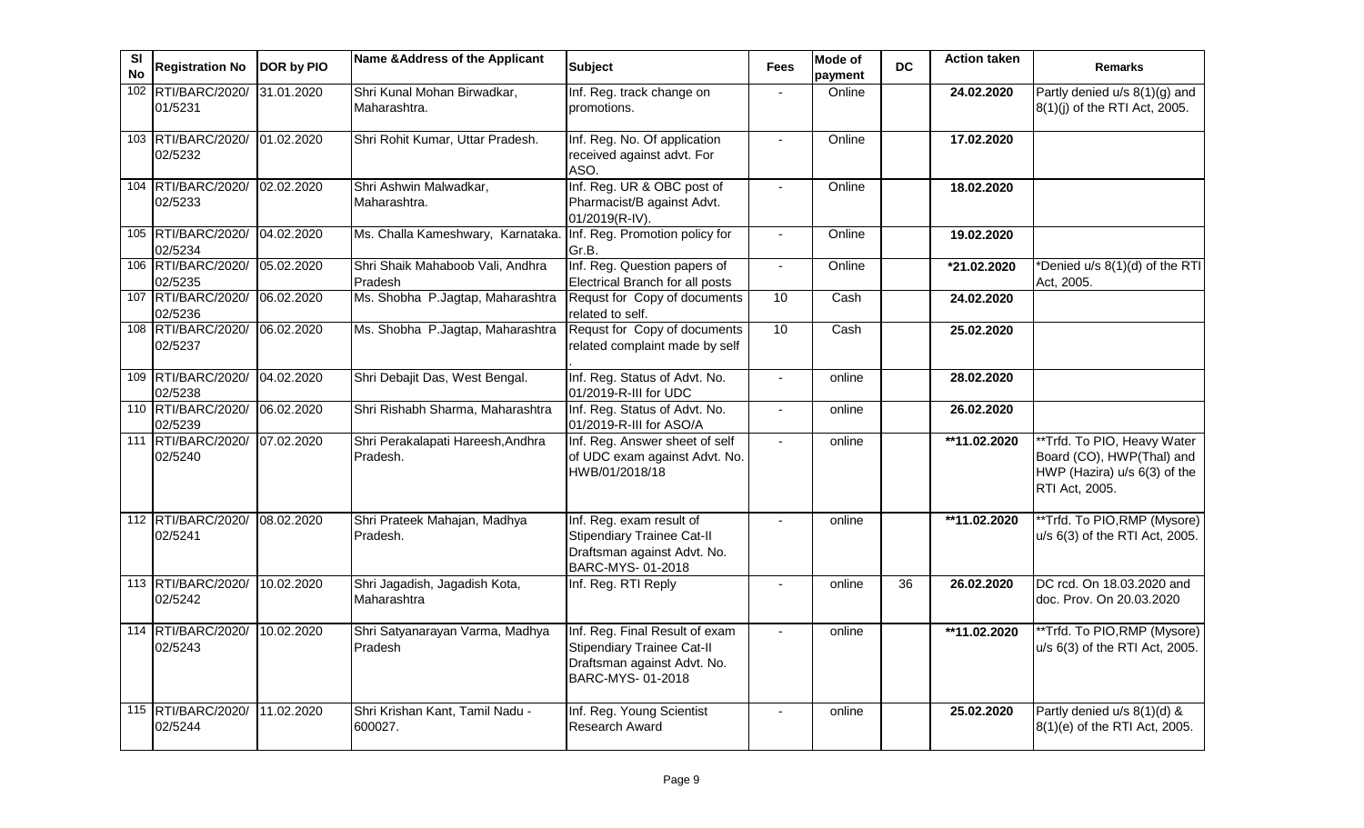| Sl No | Registration No | DOR by PIO | Name &Address of the Applicant | Subject | Fees | Mode of payment | DC | Action taken | Remarks |
|---|---|---|---|---|---|---|---|---|---|
| 102 | RTI/BARC/2020/ 01/5231 | 31.01.2020 | Shri Kunal Mohan Birwadkar, Maharashtra. | Inf. Reg. track change on promotions. | - | Online | | **24.02.2020** | Partly denied u/s 8(1)(g) and 8(1)(j) of the RTI Act, 2005. |
| 103 | RTI/BARC/2020/ 02/5232 | 01.02.2020 | Shri Rohit Kumar, Uttar Pradesh. | Inf. Reg. No. Of application received against advt. For ASO. | - | Online | | **17.02.2020** | |
| 104 | RTI/BARC/2020/ 02/5233 | 02.02.2020 | Shri Ashwin Malwadkar, Maharashtra. | Inf. Reg. UR & OBC post of Pharmacist/B against Advt. 01/2019(R-IV). | - | Online | | **18.02.2020** | |
| 105 | RTI/BARC/2020/ 02/5234 | 04.02.2020 | Ms. Challa Kameshwary, Karnataka. | Inf. Reg. Promotion policy for Gr.B. | - | Online | | **19.02.2020** | |
| 106 | RTI/BARC/2020/ 02/5235 | 05.02.2020 | Shri Shaik Mahaboob Vali, Andhra Pradesh | Inf. Reg. Question papers of Electrical Branch for all posts | - | Online | | ***21.02.2020** | *Denied u/s 8(1)(d) of the RTI Act, 2005. |
| 107 | RTI/BARC/2020/ 02/5236 | 06.02.2020 | Ms. Shobha P.Jagtap, Maharashtra | Requst for Copy of documents related to self. | 10 | Cash | | **24.02.2020** | |
| 108 | RTI/BARC/2020/ 02/5237 | 06.02.2020 | Ms. Shobha P.Jagtap, Maharashtra | Requst for Copy of documents related complaint made by self . | 10 | Cash | | **25.02.2020** | |
| 109 | RTI/BARC/2020/ 02/5238 | 04.02.2020 | Shri Debajit Das, West Bengal. | Inf. Reg. Status of Advt. No. 01/2019-R-III for UDC | - | online | | **28.02.2020** | |
| 110 | RTI/BARC/2020/ 02/5239 | 06.02.2020 | Shri Rishabh Sharma, Maharashtra | Inf. Reg. Status of Advt. No. 01/2019-R-III for ASO/A | - | online | | **26.02.2020** | |
| 111 | RTI/BARC/2020/ 02/5240 | 07.02.2020 | Shri Perakalapati Hareesh,Andhra Pradesh. | Inf. Reg. Answer sheet of self of UDC exam against Advt. No. HWB/01/2018/18 | - | online | | ****11.02.2020** | **Trfd. To PIO, Heavy Water Board (CO), HWP(Thal) and HWP (Hazira) u/s 6(3) of the RTI Act, 2005. |
| 112 | RTI/BARC/2020/ 02/5241 | 08.02.2020 | Shri Prateek Mahajan, Madhya Pradesh. | Inf. Reg. exam result of Stipendiary Trainee Cat-II Draftsman against Advt. No. BARC-MYS- 01-2018 | - | online | | ****11.02.2020** | **Trfd. To PIO,RMP (Mysore) u/s 6(3) of the RTI Act, 2005. |
| 113 | RTI/BARC/2020/ 02/5242 | 10.02.2020 | Shri Jagadish, Jagadish Kota, Maharashtra | Inf. Reg. RTI Reply | - | online | 36 | **26.02.2020** | DC rcd. On 18.03.2020 and doc. Prov. On 20.03.2020 |
| 114 | RTI/BARC/2020/ 02/5243 | 10.02.2020 | Shri Satyanarayan Varma, Madhya Pradesh | Inf. Reg. Final Result of exam Stipendiary Trainee Cat-II Draftsman against Advt. No. BARC-MYS- 01-2018 | - | online | | ****11.02.2020** | **Trfd. To PIO,RMP (Mysore) u/s 6(3) of the RTI Act, 2005. |
| 115 | RTI/BARC/2020/ 02/5244 | 11.02.2020 | Shri Krishan Kant, Tamil Nadu - 600027. | Inf. Reg. Young Scientist Research Award | - | online | | **25.02.2020** | Partly denied u/s 8(1)(d) & 8(1)(e) of the RTI Act, 2005. |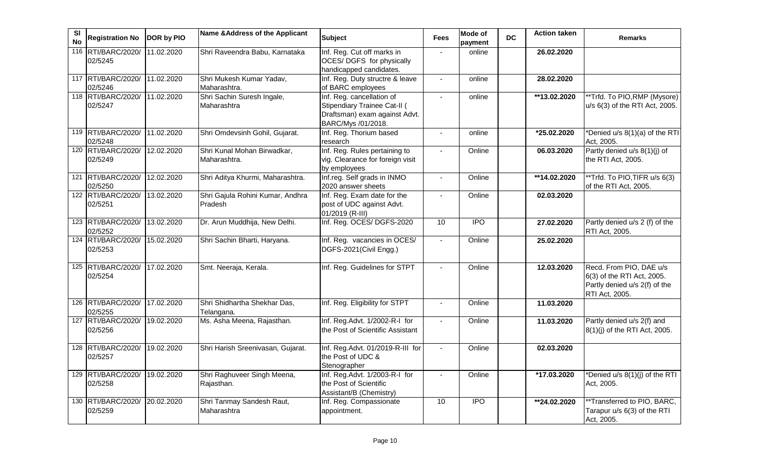| Sl No | Registration No | DOR by PIO | Name &Address of the Applicant | Subject | Fees | Mode of payment | DC | Action taken | Remarks |
|---|---|---|---|---|---|---|---|---|---|
| 116 | RTI/BARC/2020/ 02/5245 | 11.02.2020 | Shri Raveendra Babu, Karnataka | Inf. Reg. Cut off marks in OCES/ DGFS for physically handicapped candidates. | - | online | | 26.02.2020 | |
| 117 | RTI/BARC/2020/ 02/5246 | 11.02.2020 | Shri Mukesh Kumar Yadav, Maharashtra. | Inf. Reg. Duty structre & leave of BARC employees | - | online | | 28.02.2020 | |
| 118 | RTI/BARC/2020/ 02/5247 | 11.02.2020 | Shri Sachin Suresh Ingale, Maharashtra | Inf. Reg. cancellation of Stipendiary Trainee Cat-II ( Draftsman) exam against Advt. BARC/Mys /01/2018. | - | online | | **13.02.2020 | **Trfd. To PIO,RMP (Mysore) u/s 6(3) of the RTI Act, 2005. |
| 119 | RTI/BARC/2020/ 02/5248 | 11.02.2020 | Shri Omdevsinh Gohil, Gujarat. | Inf. Reg. Thorium based research | - | online | | *25.02.2020 | *Denied u/s 8(1)(a) of the RTI Act, 2005. |
| 120 | RTI/BARC/2020/ 02/5249 | 12.02.2020 | Shri Kunal Mohan Birwadkar, Maharashtra. | Inf. Reg. Rules pertaining to vig. Clearance for foreign visit by employees | - | Online | | 06.03.2020 | Partly denied u/s 8(1)(j) of the RTI Act, 2005. |
| 121 | RTI/BARC/2020/ 02/5250 | 12.02.2020 | Shri Aditya Khurmi, Maharashtra. | Inf.reg. Self grads in INMO 2020 answer sheets | - | Online | | **14.02.2020 | **Trfd. To PIO,TIFR u/s 6(3) of the RTI Act, 2005. |
| 122 | RTI/BARC/2020/ 02/5251 | 13.02.2020 | Shri Gajula Rohini Kumar, Andhra Pradesh | Inf. Reg. Exam date for the post of UDC against Advt. 01/2019 (R-III) | - | Online | | 02.03.2020 | |
| 123 | RTI/BARC/2020/ 02/5252 | 13.02.2020 | Dr. Arun Muddhija, New Delhi. | Inf. Reg. OCES/ DGFS-2020 | 10 | IPO | | 27.02.2020 | Partly denied u/s 2 (f) of the RTI Act, 2005. |
| 124 | RTI/BARC/2020/ 02/5253 | 15.02.2020 | Shri Sachin Bharti, Haryana. | Inf. Reg. vacancies in OCES/ DGFS-2021(Civil Engg.) | - | Online | | 25.02.2020 | |
| 125 | RTI/BARC/2020/ 02/5254 | 17.02.2020 | Smt. Neeraja, Kerala. | Inf. Reg. Guidelines for STPT | - | Online | | 12.03.2020 | Recd. From PIO, DAE u/s 6(3) of the RTI Act, 2005. Partly denied u/s 2(f) of the RTI Act, 2005. |
| 126 | RTI/BARC/2020/ 02/5255 | 17.02.2020 | Shri Shidhartha Shekhar Das, Telangana. | Inf. Reg. Eligibility for STPT | - | Online | | 11.03.2020 | |
| 127 | RTI/BARC/2020/ 02/5256 | 19.02.2020 | Ms. Asha Meena, Rajasthan. | Inf. Reg.Advt. 1/2002-R-I for the Post of Scientific Assistant | - | Online | | 11.03.2020 | Partly denied u/s 2(f) and 8(1)(j) of the RTI Act, 2005. |
| 128 | RTI/BARC/2020/ 02/5257 | 19.02.2020 | Shri Harish Sreenivasan, Gujarat. | Inf. Reg.Advt. 01/2019-R-III for the Post of UDC & Stenographer | - | Online | | 02.03.2020 | |
| 129 | RTI/BARC/2020/ 02/5258 | 19.02.2020 | Shri Raghuveer Singh Meena, Rajasthan. | Inf. Reg.Advt. 1/2003-R-I for the Post of Scientific Assistant/B (Chemistry) | - | Online | | *17.03.2020 | *Denied u/s 8(1)(j) of the RTI Act, 2005. |
| 130 | RTI/BARC/2020/ 02/5259 | 20.02.2020 | Shri Tanmay Sandesh Raut, Maharashtra | Inf. Reg. Compassionate appointment. | 10 | IPO | | **24.02.2020 | **Transferred to PIO, BARC, Tarapur u/s 6(3) of the RTI Act, 2005. |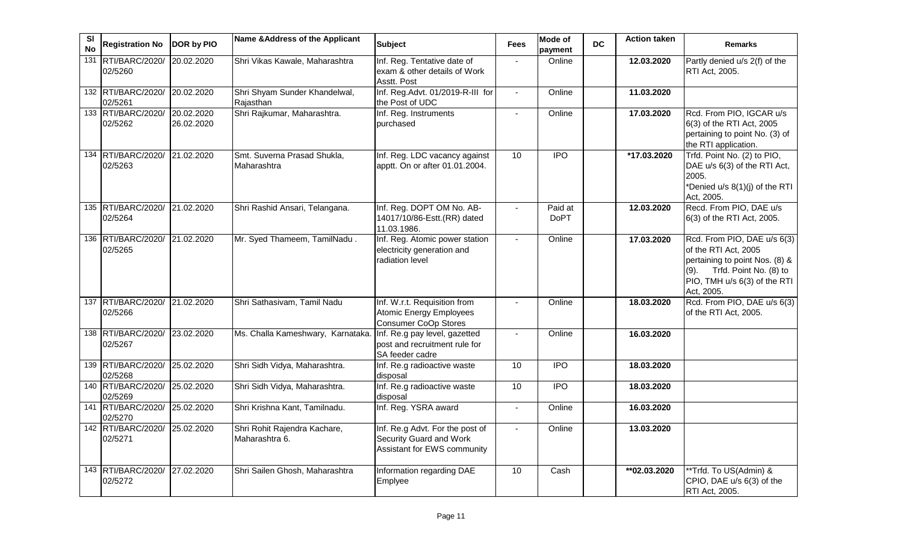| Sl No | Registration No | DOR by PIO | Name &Address of the Applicant | Subject | Fees | Mode of payment | DC | Action taken | Remarks |
|---|---|---|---|---|---|---|---|---|---|
| 131 | RTI/BARC/2020/ 02/5260 | 20.02.2020 | Shri Vikas Kawale, Maharashtra | Inf. Reg. Tentative date of exam & other details of Work Asstt. Post | - | Online | | **12.03.2020** | Partly denied u/s 2(f) of the RTI Act, 2005. |
| 132 | RTI/BARC/2020/ 02/5261 | 20.02.2020 | Shri Shyam Sunder Khandelwal, Rajasthan | Inf. Reg.Advt. 01/2019-R-III for the Post of UDC | - | Online | | **11.03.2020** | |
| 133 | RTI/BARC/2020/ 02/5262 | 20.02.2020 26.02.2020 | Shri Rajkumar, Maharashtra. | Inf. Reg. Instruments purchased | - | Online | | **17.03.2020** | Rcd. From PIO, IGCAR u/s 6(3) of the RTI Act, 2005 pertaining to point No. (3) of the RTI application. |
| 134 | RTI/BARC/2020/ 02/5263 | 21.02.2020 | Smt. Suverna Prasad Shukla, Maharashtra | Inf. Reg. LDC vacancy against apptt. On or after 01.01.2004. | 10 | IPO | | **\*17.03.2020** | Trfd. Point No. (2) to PIO, DAE u/s 6(3) of the RTI Act, 2005. *Denied u/s 8(1)(j) of the RTI Act, 2005. |
| 135 | RTI/BARC/2020/ 02/5264 | 21.02.2020 | Shri Rashid Ansari, Telangana. | Inf. Reg. DOPT OM No. AB-14017/10/86-Estt.(RR) dated 11.03.1986. | - | Paid at DoPT | | **12.03.2020** | Recd. From PIO, DAE u/s 6(3) of the RTI Act, 2005. |
| 136 | RTI/BARC/2020/ 02/5265 | 21.02.2020 | Mr. Syed Thameem, TamilNadu . | Inf. Reg. Atomic power station electricity generation and radiation level | - | Online | | **17.03.2020** | Rcd. From PIO, DAE u/s 6(3) of the RTI Act, 2005 pertaining to point Nos. (8) & (9). Trfd. Point No. (8) to PIO, TMH u/s 6(3) of the RTI Act, 2005. |
| 137 | RTI/BARC/2020/ 02/5266 | 21.02.2020 | Shri Sathasivam, Tamil Nadu | Inf. W.r.t. Requisition from Atomic Energy Employees Consumer CoOp Stores | - | Online | | **18.03.2020** | Rcd. From PIO, DAE u/s 6(3) of the RTI Act, 2005. |
| 138 | RTI/BARC/2020/ 02/5267 | 23.02.2020 | Ms. Challa Kameshwary, Karnataka. | Inf. Re.g pay level, gazetted post and recruitment rule for SA feeder cadre | - | Online | | **16.03.2020** | |
| 139 | RTI/BARC/2020/ 02/5268 | 25.02.2020 | Shri Sidh Vidya, Maharashtra. | Inf. Re.g radioactive waste disposal | 10 | IPO | | **18.03.2020** | |
| 140 | RTI/BARC/2020/ 02/5269 | 25.02.2020 | Shri Sidh Vidya, Maharashtra. | Inf. Re.g radioactive waste disposal | 10 | IPO | | **18.03.2020** | |
| 141 | RTI/BARC/2020/ 02/5270 | 25.02.2020 | Shri Krishna Kant, Tamilnadu. | Inf. Reg. YSRA award | - | Online | | **16.03.2020** | |
| 142 | RTI/BARC/2020/ 02/5271 | 25.02.2020 | Shri Rohit Rajendra Kachare, Maharashtra 6. | Inf. Re.g Advt. For the post of Security Guard and Work Assistant for EWS community | - | Online | | **13.03.2020** | |
| 143 | RTI/BARC/2020/ 02/5272 | 27.02.2020 | Shri Sailen Ghosh, Maharashtra | Information regarding DAE Emplyee | 10 | Cash | | **\*\*02.03.2020** | **Trfd. To US(Admin) & CPIO, DAE u/s 6(3) of the RTI Act, 2005. |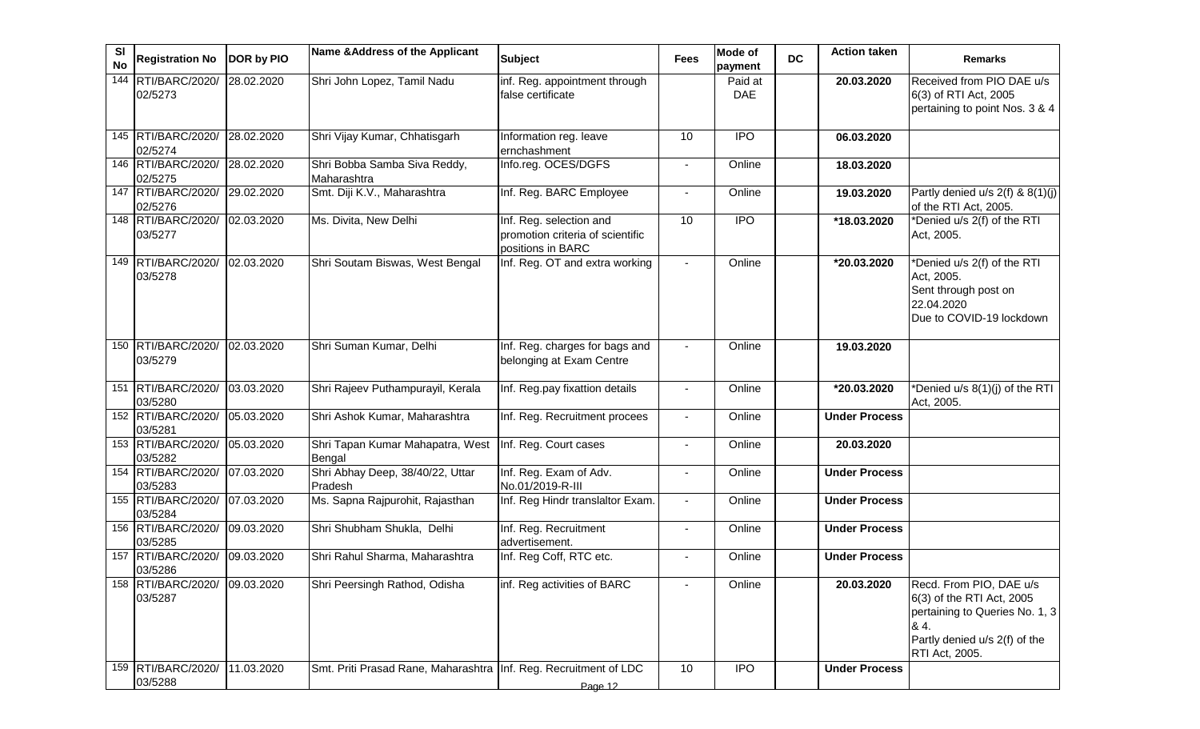| Sl No | Registration No | DOR by PIO | Name &Address of the Applicant | Subject | Fees | Mode of payment | DC | Action taken | Remarks |
|---|---|---|---|---|---|---|---|---|---|
| 144 | RTI/BARC/2020/ 02/5273 | 28.02.2020 | Shri John Lopez, Tamil Nadu | inf. Reg. appointment through false certificate | | Paid at DAE | | **20.03.2020** | Received from PIO DAE u/s 6(3) of RTI Act, 2005 pertaining to point Nos. 3 & 4 |
| 145 | RTI/BARC/2020/ 02/5274 | 28.02.2020 | Shri Vijay Kumar, Chhatisgarh | Information reg. leave ernchashment | 10 | IPO | | **06.03.2020** | |
| 146 | RTI/BARC/2020/ 02/5275 | 28.02.2020 | Shri Bobba Samba Siva Reddy, Maharashtra | Info.reg. OCES/DGFS | - | Online | | **18.03.2020** | |
| 147 | RTI/BARC/2020/ 02/5276 | 29.02.2020 | Smt. Diji K.V., Maharashtra | Inf. Reg. BARC Employee | - | Online | | **19.03.2020** | Partly denied u/s 2(f) & 8(1)(j) of the RTI Act, 2005. |
| 148 | RTI/BARC/2020/ 03/5277 | 02.03.2020 | Ms. Divita, New Delhi | Inf. Reg. selection and promotion criteria of scientific positions in BARC | 10 | IPO | | ***18.03.2020** | *Denied u/s 2(f) of the RTI Act, 2005. |
| 149 | RTI/BARC/2020/ 03/5278 | 02.03.2020 | Shri Soutam Biswas, West Bengal | Inf. Reg. OT and extra working | - | Online | | ***20.03.2020** | *Denied u/s 2(f) of the RTI Act, 2005. Sent through post on 22.04.2020 Due to COVID-19 lockdown |
| 150 | RTI/BARC/2020/ 03/5279 | 02.03.2020 | Shri Suman Kumar, Delhi | Inf. Reg. charges for bags and belonging at Exam Centre | - | Online | | **19.03.2020** | |
| 151 | RTI/BARC/2020/ 03/5280 | 03.03.2020 | Shri Rajeev Puthampurayil, Kerala | Inf. Reg.pay fixattion details | - | Online | | ***20.03.2020** | *Denied u/s 8(1)(j) of the RTI Act, 2005. |
| 152 | RTI/BARC/2020/ 03/5281 | 05.03.2020 | Shri Ashok Kumar, Maharashtra | Inf. Reg. Recruitment procees | - | Online | | **Under Process** | |
| 153 | RTI/BARC/2020/ 03/5282 | 05.03.2020 | Shri Tapan Kumar Mahapatra, West Bengal | Inf. Reg. Court cases | - | Online | | **20.03.2020** | |
| 154 | RTI/BARC/2020/ 03/5283 | 07.03.2020 | Shri Abhay Deep, 38/40/22, Uttar Pradesh | Inf. Reg. Exam of Adv. No.01/2019-R-III | - | Online | | **Under Process** | |
| 155 | RTI/BARC/2020/ 03/5284 | 07.03.2020 | Ms. Sapna Rajpurohit, Rajasthan | Inf. Reg Hindr translaltor Exam. | - | Online | | **Under Process** | |
| 156 | RTI/BARC/2020/ 03/5285 | 09.03.2020 | Shri Shubham Shukla, Delhi | Inf. Reg. Recruitment advertisement. | - | Online | | **Under Process** | |
| 157 | RTI/BARC/2020/ 03/5286 | 09.03.2020 | Shri Rahul Sharma, Maharashtra | Inf. Reg Coff, RTC etc. | - | Online | | **Under Process** | |
| 158 | RTI/BARC/2020/ 03/5287 | 09.03.2020 | Shri Peersingh Rathod, Odisha | inf. Reg activities of BARC | - | Online | | **20.03.2020** | Recd. From PIO, DAE u/s 6(3) of the RTI Act, 2005 pertaining to Queries No. 1, 3 & 4. Partly denied u/s 2(f) of the RTI Act, 2005. |
| 159 | RTI/BARC/2020/ 03/5288 | 11.03.2020 | Smt. Priti Prasad Rane, Maharashtra | Inf. Reg. Recruitment of LDC | 10 | IPO | | **Under Process** | |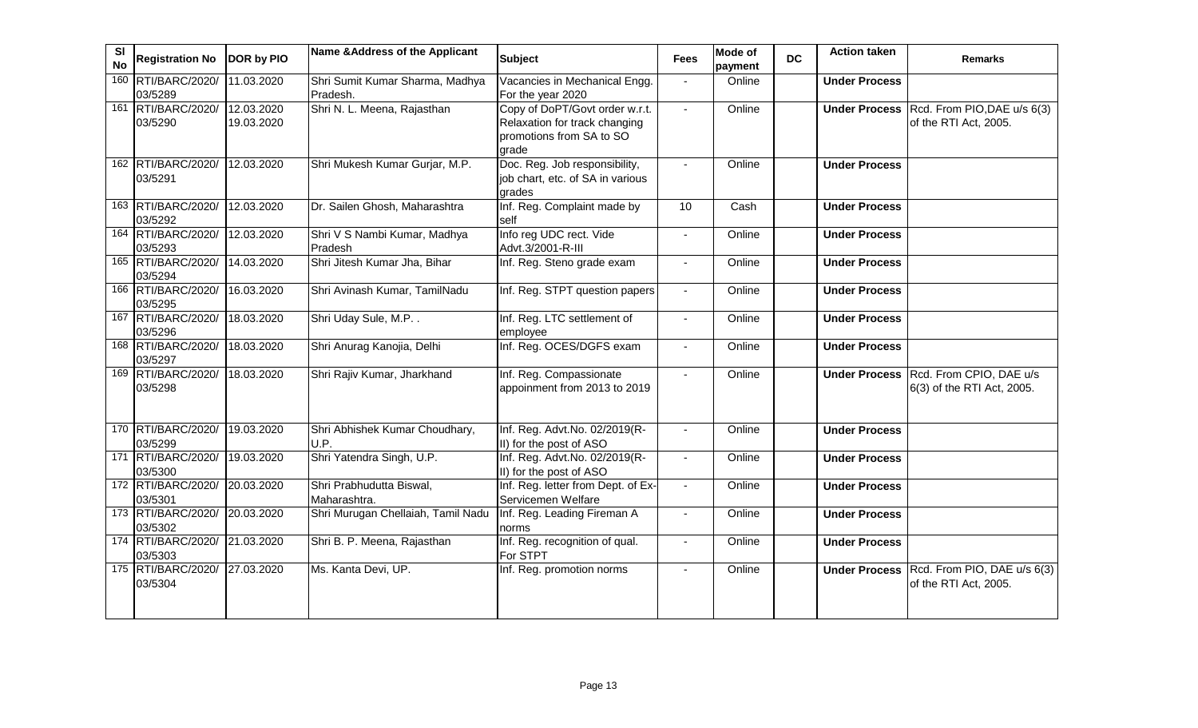| Sl No | Registration No | DOR by PIO | Name &Address of the Applicant | Subject | Fees | Mode of payment | DC | Action taken | Remarks |
|---|---|---|---|---|---|---|---|---|---|
| 160 | RTI/BARC/2020/ 03/5289 | 11.03.2020 | Shri Sumit Kumar Sharma, Madhya Pradesh. | Vacancies in Mechanical Engg. For the year 2020 | - | Online | | **Under Process** | |
| 161 | RTI/BARC/2020/ 03/5290 | 12.03.2020 19.03.2020 | Shri N. L. Meena, Rajasthan | Copy of DoPT/Govt order w.r.t. Relaxation for track changing promotions from SA to SO grade | - | Online | | **Under Process** | Rcd. From PIO,DAE u/s 6(3) of the RTI Act, 2005. |
| 162 | RTI/BARC/2020/ 03/5291 | 12.03.2020 | Shri Mukesh Kumar Gurjar, M.P. | Doc. Reg. Job responsibility, job chart, etc. of SA in various grades | - | Online | | **Under Process** | |
| 163 | RTI/BARC/2020/ 03/5292 | 12.03.2020 | Dr. Sailen Ghosh, Maharashtra | Inf. Reg. Complaint made by self | 10 | Cash | | **Under Process** | |
| 164 | RTI/BARC/2020/ 03/5293 | 12.03.2020 | Shri V S Nambi Kumar, Madhya Pradesh | Info reg UDC rect. Vide Advt.3/2001-R-III | - | Online | | **Under Process** | |
| 165 | RTI/BARC/2020/ 03/5294 | 14.03.2020 | Shri Jitesh Kumar Jha, Bihar | Inf. Reg. Steno grade exam | - | Online | | **Under Process** | |
| 166 | RTI/BARC/2020/ 03/5295 | 16.03.2020 | Shri Avinash Kumar, TamilNadu | Inf. Reg. STPT question papers | - | Online | | **Under Process** | |
| 167 | RTI/BARC/2020/ 03/5296 | 18.03.2020 | Shri Uday Sule, M.P. . | Inf. Reg. LTC settlement of employee | - | Online | | **Under Process** | |
| 168 | RTI/BARC/2020/ 03/5297 | 18.03.2020 | Shri Anurag Kanojia, Delhi | Inf. Reg. OCES/DGFS exam | - | Online | | **Under Process** | |
| 169 | RTI/BARC/2020/ 03/5298 | 18.03.2020 | Shri Rajiv Kumar, Jharkhand | Inf. Reg. Compassionate appoinment from 2013 to 2019 | - | Online | | **Under Process** | Rcd. From CPIO, DAE u/s 6(3) of the RTI Act, 2005. |
| 170 | RTI/BARC/2020/ 03/5299 | 19.03.2020 | Shri Abhishek Kumar Choudhary, U.P. | Inf. Reg. Advt.No. 02/2019(R-II) for the post of ASO | - | Online | | **Under Process** | |
| 171 | RTI/BARC/2020/ 03/5300 | 19.03.2020 | Shri Yatendra Singh, U.P. | Inf. Reg. Advt.No. 02/2019(R-II) for the post of ASO | - | Online | | **Under Process** | |
| 172 | RTI/BARC/2020/ 03/5301 | 20.03.2020 | Shri Prabhudutta Biswal, Maharashtra. | Inf. Reg. letter from Dept. of Ex-Servicemen Welfare | - | Online | | **Under Process** | |
| 173 | RTI/BARC/2020/ 03/5302 | 20.03.2020 | Shri Murugan Chellaiah, Tamil Nadu | Inf. Reg. Leading Fireman A norms | - | Online | | **Under Process** | |
| 174 | RTI/BARC/2020/ 03/5303 | 21.03.2020 | Shri B. P. Meena, Rajasthan | Inf. Reg. recognition of qual. For STPT | - | Online | | **Under Process** | |
| 175 | RTI/BARC/2020/ 03/5304 | 27.03.2020 | Ms. Kanta Devi, UP. | Inf. Reg. promotion norms | - | Online | | **Under Process** | Rcd. From PIO, DAE u/s 6(3) of the RTI Act, 2005. |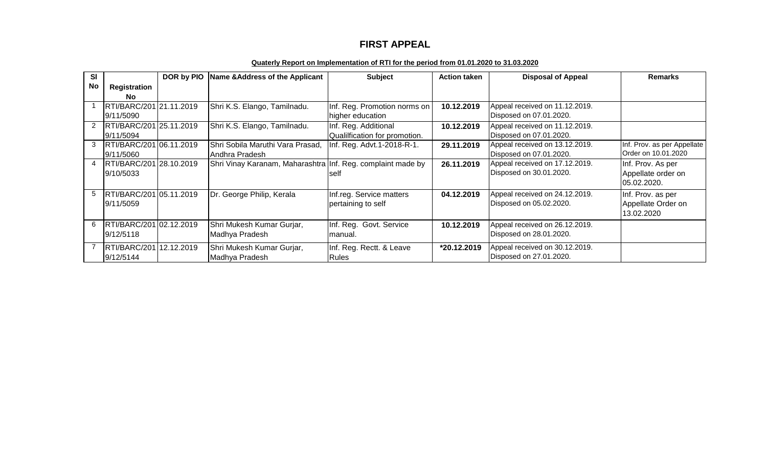# FIRST APPEAL

**Quaterly Report on Implementation of RTI for the period from 01.01.2020 to 31.03.2020**

| Sl No | Registration No | DOR by PIO | Name &Address of the Applicant | Subject | Action taken | Disposal of Appeal | Remarks |
|---|---|---|---|---|---|---|---|
| 1 | RTI/BARC/2019/11/5090 | 21.11.2019 | Shri K.S. Elango, Tamilnadu. | Inf. Reg. Promotion norms on higher education | **10.12.2019** | Appeal received on 11.12.2019. Disposed on 07.01.2020. | |
| 2 | RTI/BARC/2019/11/5094 | 25.11.2019 | Shri K.S. Elango, Tamilnadu. | Inf. Reg. Additional Qualilfication for promotion. | **10.12.2019** | Appeal received on 11.12.2019. Disposed on 07.01.2020. | |
| 3 | RTI/BARC/2019/11/5060 | 06.11.2019 | Shri Sobila Maruthi Vara Prasad, Andhra Pradesh | Inf. Reg. Advt.1-2018-R-1. | **29.11.2019** | Appeal received on 13.12.2019. Disposed on 07.01.2020. | Inf. Prov. as per Appellate Order on 10.01.2020 |
| 4 | RTI/BARC/2019/10/5033 | 28.10.2019 | Shri Vinay Karanam, Maharashtra | Inf. Reg. complaint made by self | **26.11.2019** | Appeal received on 17.12.2019. Disposed on 30.01.2020. | Inf. Prov. As per Appellate order on 05.02.2020. |
| 5 | RTI/BARC/2019/11/5059 | 05.11.2019 | Dr. George Philip, Kerala | Inf.reg. Service matters pertaining to self | **04.12.2019** | Appeal received on 24.12.2019. Disposed on 05.02.2020. | Inf. Prov. as per Appellate Order on 13.02.2020 |
| 6 | RTI/BARC/2019/12/5118 | 02.12.2019 | Shri Mukesh Kumar Gurjar, Madhya Pradesh | Inf. Reg. Govt. Service manual. | **10.12.2019** | Appeal received on 26.12.2019. Disposed on 28.01.2020. | |
| 7 | RTI/BARC/2019/12/5144 | 12.12.2019 | Shri Mukesh Kumar Gurjar, Madhya Pradesh | Inf. Reg. Rectt. & Leave Rules | **\*20.12.2019** | Appeal received on 30.12.2019. Disposed on 27.01.2020. | |